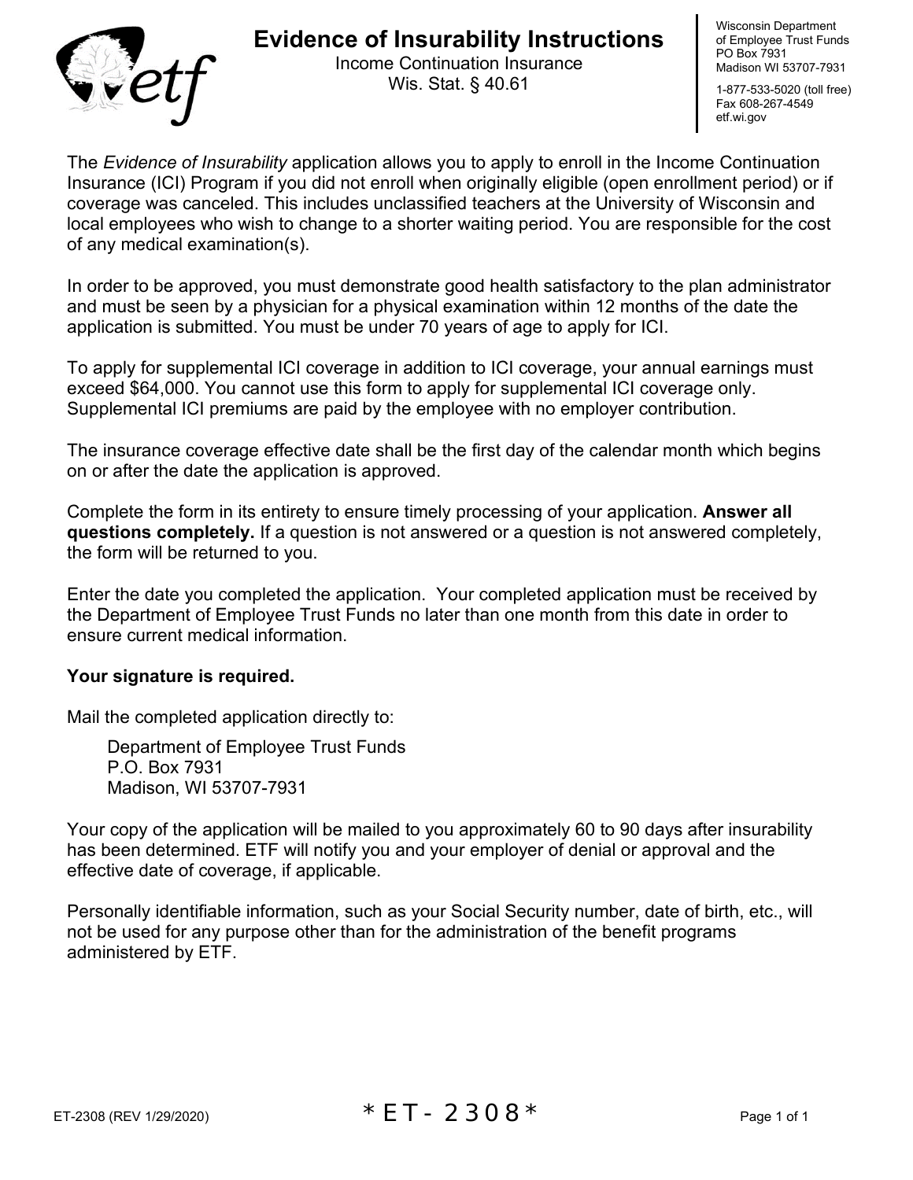# Evidence of Insurability Instructions

Income Continuation Insurance
Wis. Stat. § 40.61

Wisconsin Department of Employee Trust Funds
PO Box 7931
Madison WI 53707-7931

1-877-533-5020 (toll free)
Fax 608-267-4549
etf.wi.gov

The *Evidence of Insurability* application allows you to apply to enroll in the Income Continuation Insurance (ICI) Program if you did not enroll when originally eligible (open enrollment period) or if coverage was canceled. This includes unclassified teachers at the University of Wisconsin and local employees who wish to change to a shorter waiting period. You are responsible for the cost of any medical examination(s).

In order to be approved, you must demonstrate good health satisfactory to the plan administrator and must be seen by a physician for a physical examination within 12 months of the date the application is submitted. You must be under 70 years of age to apply for ICI.

To apply for supplemental ICI coverage in addition to ICI coverage, your annual earnings must exceed $64,000. You cannot use this form to apply for supplemental ICI coverage only. Supplemental ICI premiums are paid by the employee with no employer contribution.

The insurance coverage effective date shall be the first day of the calendar month which begins on or after the date the application is approved.

Complete the form in its entirety to ensure timely processing of your application. **Answer all questions completely.** If a question is not answered or a question is not answered completely, the form will be returned to you.

Enter the date you completed the application. Your completed application must be received by the Department of Employee Trust Funds no later than one month from this date in order to ensure current medical information.

**Your signature is required.**

Mail the completed application directly to:

Department of Employee Trust Funds
P.O. Box 7931
Madison, WI 53707-7931

Your copy of the application will be mailed to you approximately 60 to 90 days after insurability has been determined. ETF will notify you and your employer of denial or approval and the effective date of coverage, if applicable.

Personally identifiable information, such as your Social Security number, date of birth, etc., will not be used for any purpose other than for the administration of the benefit programs administered by ETF.

ET-2308 (REV 1/29/2020)

*ET-2308*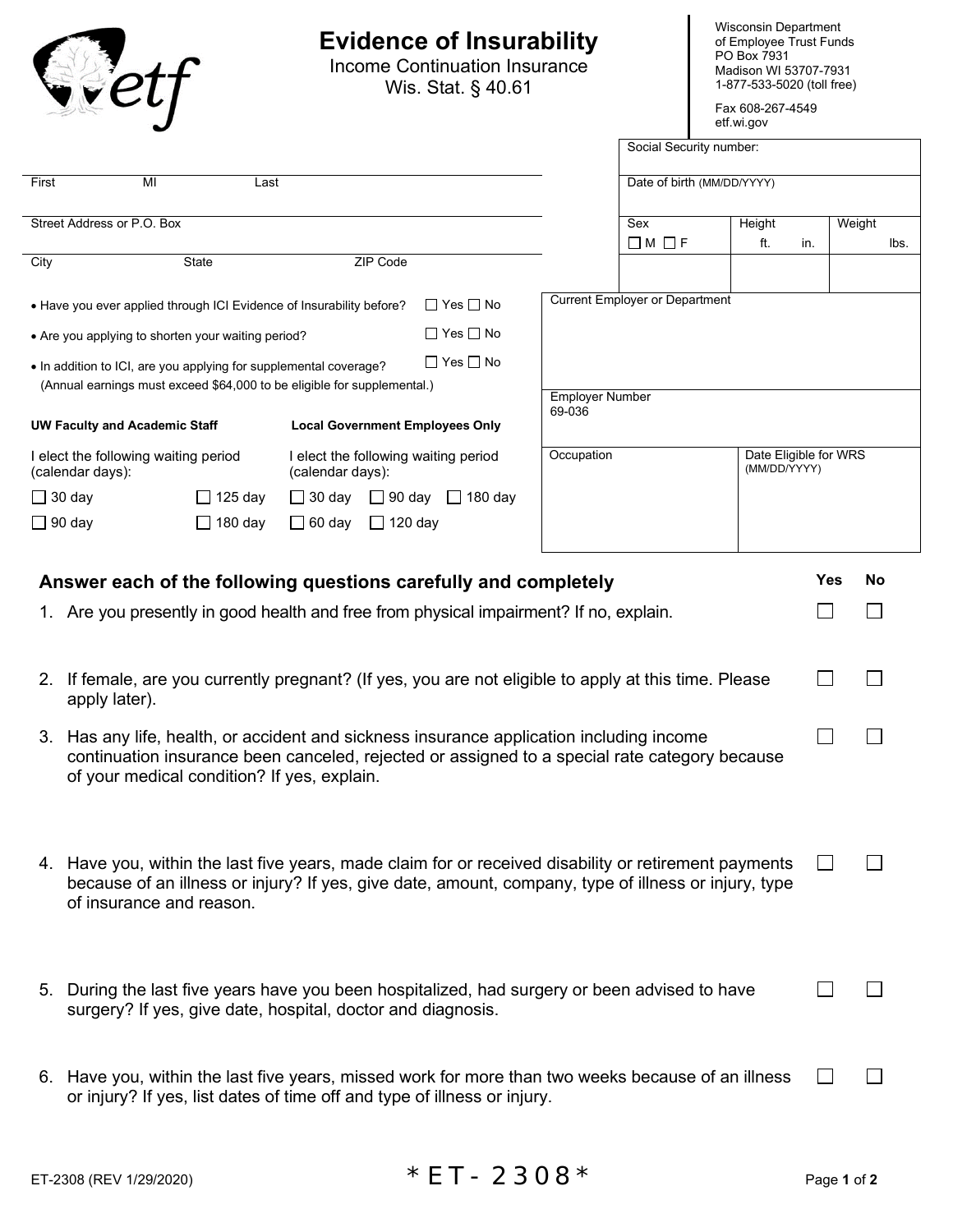# Evidence of Insurability

Income Continuation Insurance
Wis. Stat. § 40.61

Wisconsin Department of Employee Trust Funds
PO Box 7931
Madison WI 53707-7931
1-877-533-5020 (toll free)

Fax 608-267-4549
etf.wi.gov

| First | MI | Last |
|---|---|---|
| | | |

| Street Address or P.O. Box |
|---|
| |

| City | State | ZIP Code |
|---|---|---|
| | | |

| Social Security number: | | |
|---|---|---|
| Date of birth (MM/DD/YYYY) | | |
| Sex ☐ M ☐ F | Height ft. in. | Weight lbs. |

- Have you ever applied through ICI Evidence of Insurability before? ☐ Yes ☐ No
- Are you applying to shorten your waiting period? ☐ Yes ☐ No
- In addition to ICI, are you applying for supplemental coverage? ☐ Yes ☐ No
  (Annual earnings must exceed $64,000 to be eligible for supplemental.)

| Current Employer or Department | |
|---|---|
| Employer Number 69-036 | |
| Occupation | Date Eligible for WRS (MM/DD/YYYY) |

**UW Faculty and Academic Staff**

I elect the following waiting period (calendar days):

☐ 30 day ☐ 125 day
☐ 90 day ☐ 180 day

**Local Government Employees Only**

I elect the following waiting period (calendar days):

☐ 30 day ☐ 90 day ☐ 180 day
☐ 60 day ☐ 120 day

## Answer each of the following questions carefully and completely

| | Question | Yes | No |
|---|---|---|---|
| 1. | Are you presently in good health and free from physical impairment? If no, explain. | ☐ | ☐ |
| 2. | If female, are you currently pregnant? (If yes, you are not eligible to apply at this time. Please apply later). | ☐ | ☐ |
| 3. | Has any life, health, or accident and sickness insurance application including income continuation insurance been canceled, rejected or assigned to a special rate category because of your medical condition? If yes, explain. | ☐ | ☐ |
| 4. | Have you, within the last five years, made claim for or received disability or retirement payments because of an illness or injury? If yes, give date, amount, company, type of illness or injury, type of insurance and reason. | ☐ | ☐ |
| 5. | During the last five years have you been hospitalized, had surgery or been advised to have surgery? If yes, give date, hospital, doctor and diagnosis. | ☐ | ☐ |
| 6. | Have you, within the last five years, missed work for more than two weeks because of an illness or injury? If yes, list dates of time off and type of illness or injury. | ☐ | ☐ |

ET-2308 (REV 1/29/2020)

*ET-2308*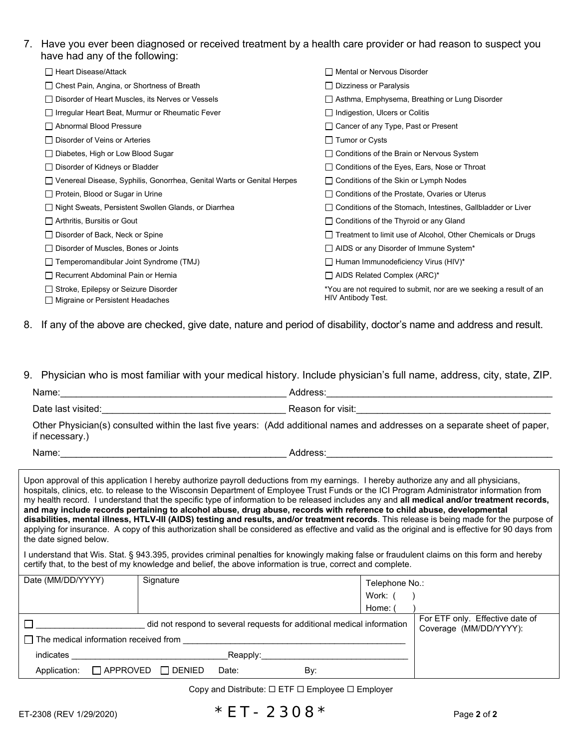7. Have you ever been diagnosed or received treatment by a health care provider or had reason to suspect you have had any of the following:

- ☐ Heart Disease/Attack
- ☐ Chest Pain, Angina, or Shortness of Breath
- ☐ Disorder of Heart Muscles, its Nerves or Vessels
- ☐ Irregular Heart Beat, Murmur or Rheumatic Fever
- ☐ Abnormal Blood Pressure
- ☐ Disorder of Veins or Arteries
- ☐ Diabetes, High or Low Blood Sugar
- ☐ Disorder of Kidneys or Bladder
- ☐ Venereal Disease, Syphilis, Gonorrhea, Genital Warts or Genital Herpes
- ☐ Protein, Blood or Sugar in Urine
- ☐ Night Sweats, Persistent Swollen Glands, or Diarrhea
- ☐ Arthritis, Bursitis or Gout
- ☐ Disorder of Back, Neck or Spine
- ☐ Disorder of Muscles, Bones or Joints
- ☐ Temperomandibular Joint Syndrome (TMJ)
- ☐ Recurrent Abdominal Pain or Hernia
- ☐ Stroke, Epilepsy or Seizure Disorder
- ☐ Migraine or Persistent Headaches
- ☐ Mental or Nervous Disorder
- ☐ Dizziness or Paralysis
- ☐ Asthma, Emphysema, Breathing or Lung Disorder
- ☐ Indigestion, Ulcers or Colitis
- ☐ Cancer of any Type, Past or Present
- ☐ Tumor or Cysts
- ☐ Conditions of the Brain or Nervous System
- ☐ Conditions of the Eyes, Ears, Nose or Throat
- ☐ Conditions of the Skin or Lymph Nodes
- ☐ Conditions of the Prostate, Ovaries or Uterus
- ☐ Conditions of the Stomach, Intestines, Gallbladder or Liver
- ☐ Conditions of the Thyroid or any Gland
- ☐ Treatment to limit use of Alcohol, Other Chemicals or Drugs
- ☐ AIDS or any Disorder of Immune System*
- ☐ Human Immunodeficiency Virus (HIV)*
- ☐ AIDS Related Complex (ARC)*

*You are not required to submit, nor are we seeking a result of an HIV Antibody Test.

8. If any of the above are checked, give date, nature and period of disability, doctor's name and address and result.

9. Physician who is most familiar with your medical history. Include physician's full name, address, city, state, ZIP.

Name:__________________________________________ Address:__________________________________________

Date last visited:__________________________________ Reason for visit:____________________________________

Other Physician(s) consulted within the last five years: (Add additional names and addresses on a separate sheet of paper, if necessary.)

Name:__________________________________________ Address:__________________________________________

Upon approval of this application I hereby authorize payroll deductions from my earnings. I hereby authorize any and all physicians, hospitals, clinics, etc. to release to the Wisconsin Department of Employee Trust Funds or the ICI Program Administrator information from my health record. I understand that the specific type of information to be released includes any and **all medical and/or treatment records, and may include records pertaining to alcohol abuse, drug abuse, records with reference to child abuse, developmental disabilities, mental illness, HTLV-III (AIDS) testing and results, and/or treatment records**. This release is being made for the purpose of applying for insurance. A copy of this authorization shall be considered as effective and valid as the original and is effective for 90 days from the date signed below.

I understand that Wis. Stat. § 943.395, provides criminal penalties for knowingly making false or fraudulent claims on this form and hereby certify that, to the best of my knowledge and belief, the above information is true, correct and complete.

| Date (MM/DD/YYYY) | Signature | Telephone No.: Work: ( ) Home: ( ) |
| --- | --- | --- |

☐ _____________________ did not respond to several requests for additional medical information

☐ The medical information received from _______________________________________________

indicates _______________________________Reapply:_____________________________

Application: ☐ APPROVED ☐ DENIED Date: By:

For ETF only. Effective date of Coverage (MM/DD/YYYY):

Copy and Distribute: ☐ ETF ☐ Employee ☐ Employer

ET-2308 (REV 1/29/2020) *ET-2308*